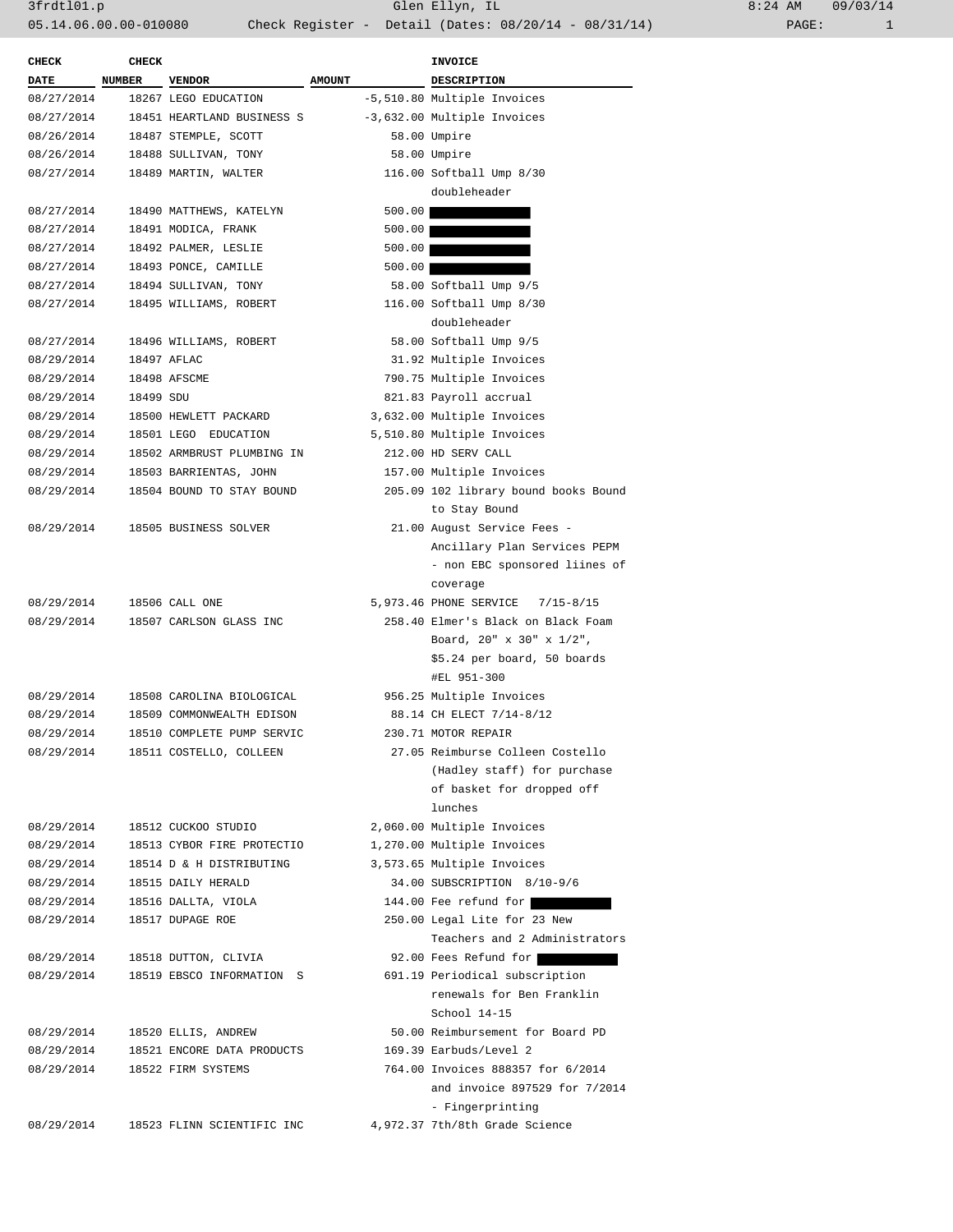| CHECK DATE | CHECK NUMBER | VENDOR | AMOUNT | INVOICE DESCRIPTION |
|---|---|---|---|---|
| 08/27/2014 | 18267 | LEGO EDUCATION | -5,510.80 | Multiple Invoices |
| 08/27/2014 | 18451 | HEARTLAND BUSINESS S | -3,632.00 | Multiple Invoices |
| 08/26/2014 | 18487 | STEMPLE, SCOTT | 58.00 | Umpire |
| 08/26/2014 | 18488 | SULLIVAN, TONY | 58.00 | Umpire |
| 08/27/2014 | 18489 | MARTIN, WALTER | 116.00 | Softball Ump 8/30 doubleheader |
| 08/27/2014 | 18490 | MATTHEWS, KATELYN | 500.00 | |
| 08/27/2014 | 18491 | MODICA, FRANK | 500.00 | |
| 08/27/2014 | 18492 | PALMER, LESLIE | 500.00 | |
| 08/27/2014 | 18493 | PONCE, CAMILLE | 500.00 | |
| 08/27/2014 | 18494 | SULLIVAN, TONY | 58.00 | Softball Ump 9/5 |
| 08/27/2014 | 18495 | WILLIAMS, ROBERT | 116.00 | Softball Ump 8/30 doubleheader |
| 08/27/2014 | 18496 | WILLIAMS, ROBERT | 58.00 | Softball Ump 9/5 |
| 08/29/2014 | 18497 | AFLAC | 31.92 | Multiple Invoices |
| 08/29/2014 | 18498 | AFSCME | 790.75 | Multiple Invoices |
| 08/29/2014 | 18499 | SDU | 821.83 | Payroll accrual |
| 08/29/2014 | 18500 | HEWLETT PACKARD | 3,632.00 | Multiple Invoices |
| 08/29/2014 | 18501 | LEGO EDUCATION | 5,510.80 | Multiple Invoices |
| 08/29/2014 | 18502 | ARMBRUST PLUMBING IN | 212.00 | HD SERV CALL |
| 08/29/2014 | 18503 | BARRIENTAS, JOHN | 157.00 | Multiple Invoices |
| 08/29/2014 | 18504 | BOUND TO STAY BOUND | 205.09 | 102 library bound books Bound to Stay Bound |
| 08/29/2014 | 18505 | BUSINESS SOLVER | 21.00 | August Service Fees - Ancillary Plan Services PEPM - non EBC sponsored liines of coverage |
| 08/29/2014 | 18506 | CALL ONE | 5,973.46 | PHONE SERVICE 7/15-8/15 |
| 08/29/2014 | 18507 | CARLSON GLASS INC | 258.40 | Elmer's Black on Black Foam Board, 20" x 30" x 1/2", $5.24 per board, 50 boards #EL 951-300 |
| 08/29/2014 | 18508 | CAROLINA BIOLOGICAL | 956.25 | Multiple Invoices |
| 08/29/2014 | 18509 | COMMONWEALTH EDISON | 88.14 | CH ELECT 7/14-8/12 |
| 08/29/2014 | 18510 | COMPLETE PUMP SERVIC | 230.71 | MOTOR REPAIR |
| 08/29/2014 | 18511 | COSTELLO, COLLEEN | 27.05 | Reimburse Colleen Costello (Hadley staff) for purchase of basket for dropped off lunches |
| 08/29/2014 | 18512 | CUCKOO STUDIO | 2,060.00 | Multiple Invoices |
| 08/29/2014 | 18513 | CYBOR FIRE PROTECTIO | 1,270.00 | Multiple Invoices |
| 08/29/2014 | 18514 | D & H DISTRIBUTING | 3,573.65 | Multiple Invoices |
| 08/29/2014 | 18515 | DAILY HERALD | 34.00 | SUBSCRIPTION 8/10-9/6 |
| 08/29/2014 | 18516 | DALLTA, VIOLA | 144.00 | Fee refund for |
| 08/29/2014 | 18517 | DUPAGE ROE | 250.00 | Legal Lite for 23 New Teachers and 2 Administrators |
| 08/29/2014 | 18518 | DUTTON, CLIVIA | 92.00 | Fees Refund for |
| 08/29/2014 | 18519 | EBSCO INFORMATION S | 691.19 | Periodical subscription renewals for Ben Franklin School 14-15 |
| 08/29/2014 | 18520 | ELLIS, ANDREW | 50.00 | Reimbursement for Board PD |
| 08/29/2014 | 18521 | ENCORE DATA PRODUCTS | 169.39 | Earbuds/Level 2 |
| 08/29/2014 | 18522 | FIRM SYSTEMS | 764.00 | Invoices 888357 for 6/2014 and invoice 897529 for 7/2014 - Fingerprinting |
| 08/29/2014 | 18523 | FLINN SCIENTIFIC INC | 4,972.37 | 7th/8th Grade Science |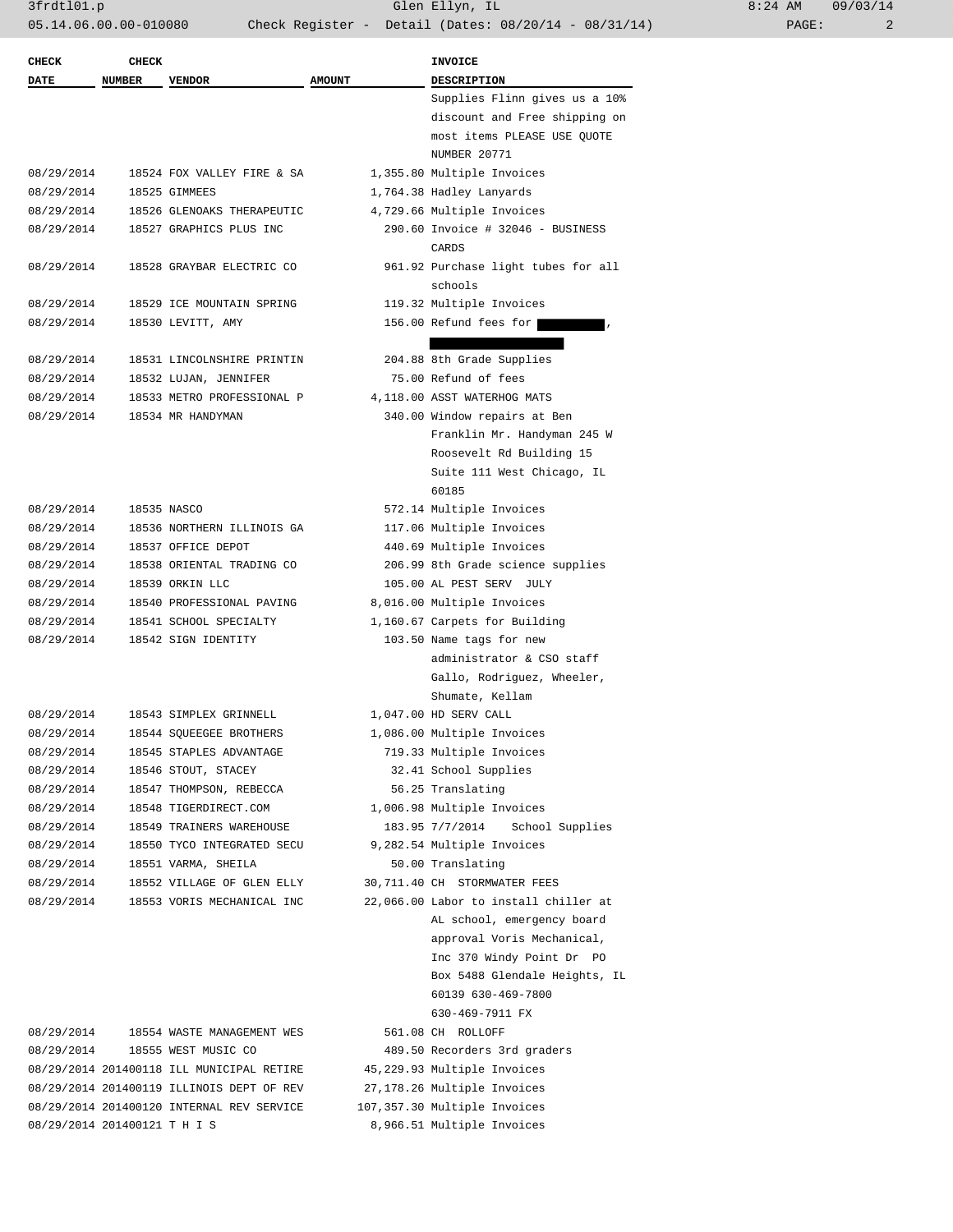| CHECK DATE | CHECK NUMBER | VENDOR | AMOUNT | INVOICE DESCRIPTION |
|---|---|---|---|---|
| | | | | Supplies Flinn gives us a 10% discount and Free shipping on most items PLEASE USE QUOTE NUMBER 20771 |
| 08/29/2014 | 18524 | FOX VALLEY FIRE & SA | 1,355.80 | Multiple Invoices |
| 08/29/2014 | 18525 | GIMMEES | 1,764.38 | Hadley Lanyards |
| 08/29/2014 | 18526 | GLENOAKS THERAPEUTIC | 4,729.66 | Multiple Invoices |
| 08/29/2014 | 18527 | GRAPHICS PLUS INC | 290.60 | Invoice # 32046 - BUSINESS CARDS |
| 08/29/2014 | 18528 | GRAYBAR ELECTRIC CO | 961.92 | Purchase light tubes for all schools |
| 08/29/2014 | 18529 | ICE MOUNTAIN SPRING | 119.32 | Multiple Invoices |
| 08/29/2014 | 18530 | LEVITT, AMY | 156.00 | Refund fees for [REDACTED], [REDACTED] |
| 08/29/2014 | 18531 | LINCOLNSHIRE PRINTIN | 204.88 | 8th Grade Supplies |
| 08/29/2014 | 18532 | LUJAN, JENNIFER | 75.00 | Refund of fees |
| 08/29/2014 | 18533 | METRO PROFESSIONAL P | 4,118.00 | ASST WATERHOG MATS |
| 08/29/2014 | 18534 | MR HANDYMAN | 340.00 | Window repairs at Ben Franklin Mr. Handyman 245 W Roosevelt Rd Building 15 Suite 111 West Chicago, IL 60185 |
| 08/29/2014 | 18535 | NASCO | 572.14 | Multiple Invoices |
| 08/29/2014 | 18536 | NORTHERN ILLINOIS GA | 117.06 | Multiple Invoices |
| 08/29/2014 | 18537 | OFFICE DEPOT | 440.69 | Multiple Invoices |
| 08/29/2014 | 18538 | ORIENTAL TRADING CO | 206.99 | 8th Grade science supplies |
| 08/29/2014 | 18539 | ORKIN LLC | 105.00 | AL PEST SERV JULY |
| 08/29/2014 | 18540 | PROFESSIONAL PAVING | 8,016.00 | Multiple Invoices |
| 08/29/2014 | 18541 | SCHOOL SPECIALTY | 1,160.67 | Carpets for Building |
| 08/29/2014 | 18542 | SIGN IDENTITY | 103.50 | Name tags for new administrator & CSO staff Gallo, Rodriguez, Wheeler, Shumate, Kellam |
| 08/29/2014 | 18543 | SIMPLEX GRINNELL | 1,047.00 | HD SERV CALL |
| 08/29/2014 | 18544 | SQUEEGEE BROTHERS | 1,086.00 | Multiple Invoices |
| 08/29/2014 | 18545 | STAPLES ADVANTAGE | 719.33 | Multiple Invoices |
| 08/29/2014 | 18546 | STOUT, STACEY | 32.41 | School Supplies |
| 08/29/2014 | 18547 | THOMPSON, REBECCA | 56.25 | Translating |
| 08/29/2014 | 18548 | TIGERDIRECT.COM | 1,006.98 | Multiple Invoices |
| 08/29/2014 | 18549 | TRAINERS WAREHOUSE | 183.95 | 7/7/2014 School Supplies |
| 08/29/2014 | 18550 | TYCO INTEGRATED SECU | 9,282.54 | Multiple Invoices |
| 08/29/2014 | 18551 | VARMA, SHEILA | 50.00 | Translating |
| 08/29/2014 | 18552 | VILLAGE OF GLEN ELLY | 30,711.40 | CH STORMWATER FEES |
| 08/29/2014 | 18553 | VORIS MECHANICAL INC | 22,066.00 | Labor to install chiller at AL school, emergency board approval Voris Mechanical, Inc 370 Windy Point Dr PO Box 5488 Glendale Heights, IL 60139 630-469-7800 630-469-7911 FX |
| 08/29/2014 | 18554 | WASTE MANAGEMENT WES | 561.08 | CH ROLLOFF |
| 08/29/2014 | 18555 | WEST MUSIC CO | 489.50 | Recorders 3rd graders |
| 08/29/2014 | 201400118 | ILL MUNICIPAL RETIRE | 45,229.93 | Multiple Invoices |
| 08/29/2014 | 201400119 | ILLINOIS DEPT OF REV | 27,178.26 | Multiple Invoices |
| 08/29/2014 | 201400120 | INTERNAL REV SERVICE | 107,357.30 | Multiple Invoices |
| 08/29/2014 | 201400121 | T H I S | 8,966.51 | Multiple Invoices |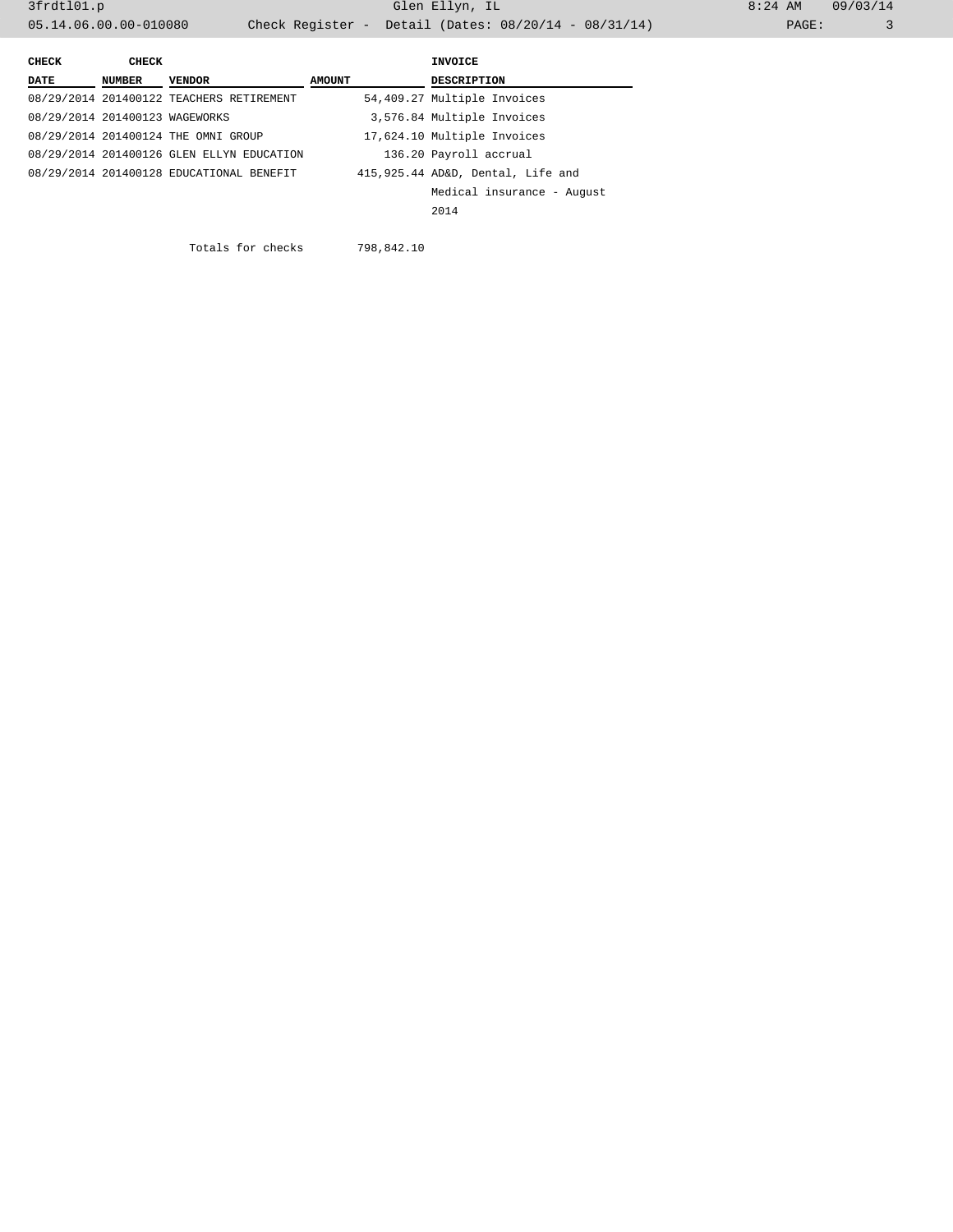| CHECK DATE | CHECK NUMBER | VENDOR | AMOUNT | INVOICE DESCRIPTION |
|---|---|---|---|---|
| 08/29/2014 | 201400122 | TEACHERS RETIREMENT | 54,409.27 | Multiple Invoices |
| 08/29/2014 | 201400123 | WAGEWORKS | 3,576.84 | Multiple Invoices |
| 08/29/2014 | 201400124 | THE OMNI GROUP | 17,624.10 | Multiple Invoices |
| 08/29/2014 | 201400126 | GLEN ELLYN EDUCATION | 136.20 | Payroll accrual |
| 08/29/2014 | 201400128 | EDUCATIONAL BENEFIT | 415,925.44 | AD&D, Dental, Life and Medical insurance - August 2014 |
| | | Totals for checks | 798,842.10 | |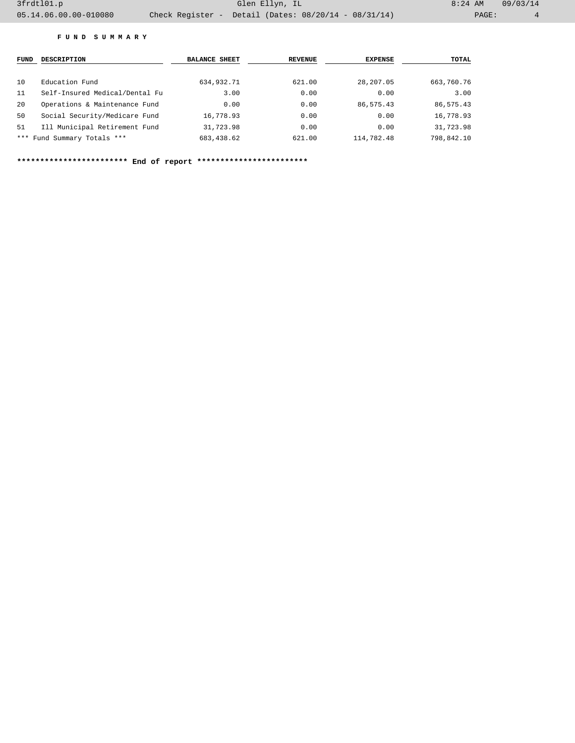**F U N D   S U M M A R Y**

| FUND | DESCRIPTION | BALANCE SHEET | REVENUE | EXPENSE | TOTAL |
|---|---|---|---|---|---|
| 10 | Education Fund | 634,932.71 | 621.00 | 28,207.05 | 663,760.76 |
| 11 | Self-Insured Medical/Dental Fu | 3.00 | 0.00 | 0.00 | 3.00 |
| 20 | Operations & Maintenance Fund | 0.00 | 0.00 | 86,575.43 | 86,575.43 |
| 50 | Social Security/Medicare Fund | 16,778.93 | 0.00 | 0.00 | 16,778.93 |
| 51 | Ill Municipal Retirement Fund | 31,723.98 | 0.00 | 0.00 | 31,723.98 |
| *** Fund Summary Totals *** | | 683,438.62 | 621.00 | 114,782.48 | 798,842.10 |

**************************** End of report ****************************